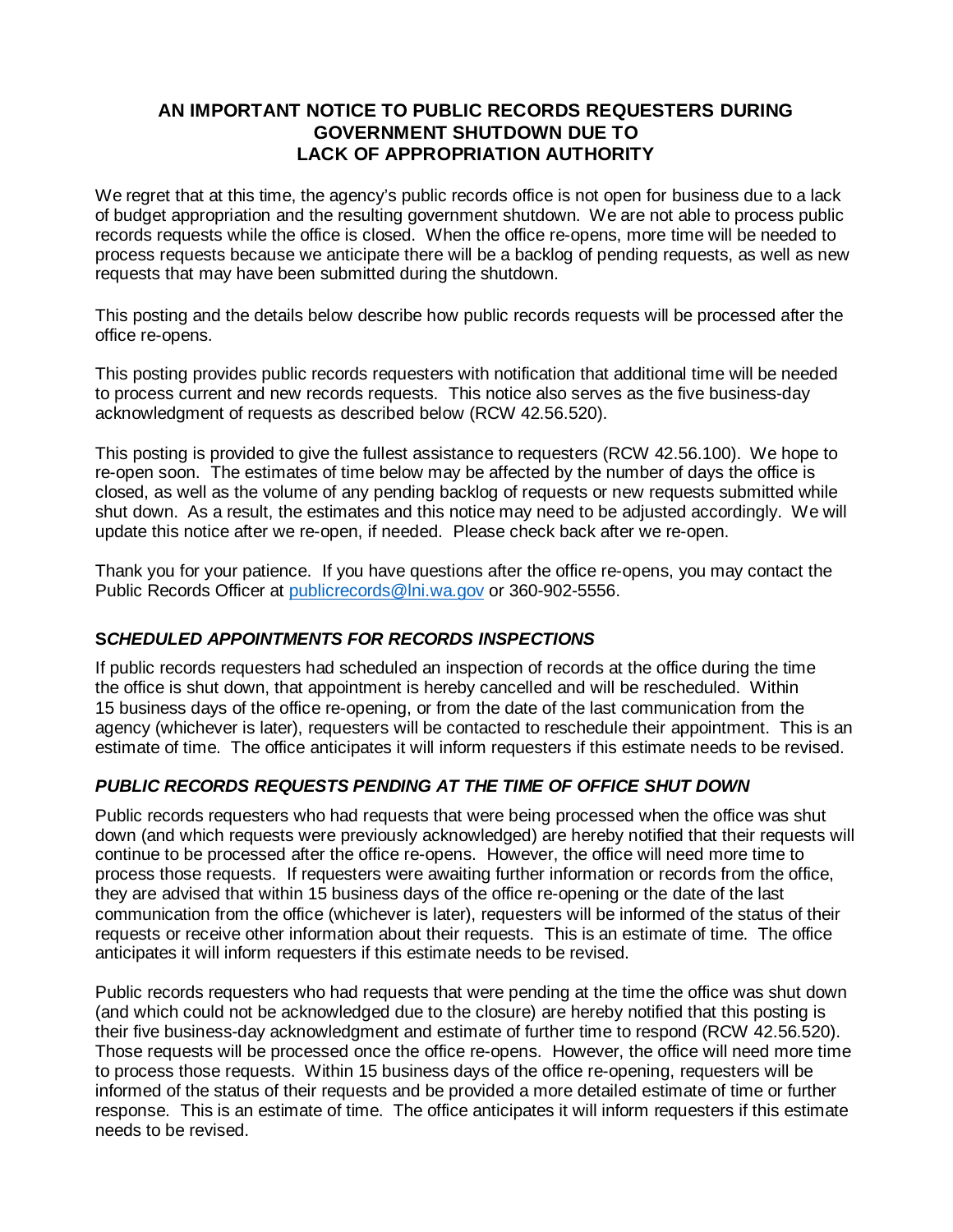# AN IMPORTANT NOTICE TO PUBLIC RECORDS REQUESTERS DURING GOVERNMENT SHUTDOWN DUE TO LACK OF APPROPRIATION AUTHORITY

We regret that at this time, the agency's public records office is not open for business due to a lack of budget appropriation and the resulting government shutdown. We are not able to process public records requests while the office is closed. When the office re-opens, more time will be needed to process requests because we anticipate there will be a backlog of pending requests, as well as new requests that may have been submitted during the shutdown.

This posting and the details below describe how public records requests will be processed after the office re-opens.

This posting provides public records requesters with notification that additional time will be needed to process current and new records requests. This notice also serves as the five business-day acknowledgment of requests as described below (RCW 42.56.520).

This posting is provided to give the fullest assistance to requesters (RCW 42.56.100). We hope to re-open soon. The estimates of time below may be affected by the number of days the office is closed, as well as the volume of any pending backlog of requests or new requests submitted while shut down. As a result, the estimates and this notice may need to be adjusted accordingly. We will update this notice after we re-open, if needed. Please check back after we re-open.

Thank you for your patience. If you have questions after the office re-opens, you may contact the Public Records Officer at [publicrecords@lni.wa.gov](mailto:publicrecords@lni.wa.gov) or 360-902-5556.

## *SCHEDULED APPOINTMENTS FOR RECORDS INSPECTIONS*

If public records requesters had scheduled an inspection of records at the office during the time the office is shut down, that appointment is hereby cancelled and will be rescheduled. Within 15 business days of the office re-opening, or from the date of the last communication from the agency (whichever is later), requesters will be contacted to reschedule their appointment. This is an estimate of time. The office anticipates it will inform requesters if this estimate needs to be revised.

## *PUBLIC RECORDS REQUESTS PENDING AT THE TIME OF OFFICE SHUT DOWN*

Public records requesters who had requests that were being processed when the office was shut down (and which requests were previously acknowledged) are hereby notified that their requests will continue to be processed after the office re-opens. However, the office will need more time to process those requests. If requesters were awaiting further information or records from the office, they are advised that within 15 business days of the office re-opening or the date of the last communication from the office (whichever is later), requesters will be informed of the status of their requests or receive other information about their requests. This is an estimate of time. The office anticipates it will inform requesters if this estimate needs to be revised.

Public records requesters who had requests that were pending at the time the office was shut down (and which could not be acknowledged due to the closure) are hereby notified that this posting is their five business-day acknowledgment and estimate of further time to respond (RCW 42.56.520). Those requests will be processed once the office re-opens. However, the office will need more time to process those requests. Within 15 business days of the office re-opening, requesters will be informed of the status of their requests and be provided a more detailed estimate of time or further response. This is an estimate of time. The office anticipates it will inform requesters if this estimate needs to be revised.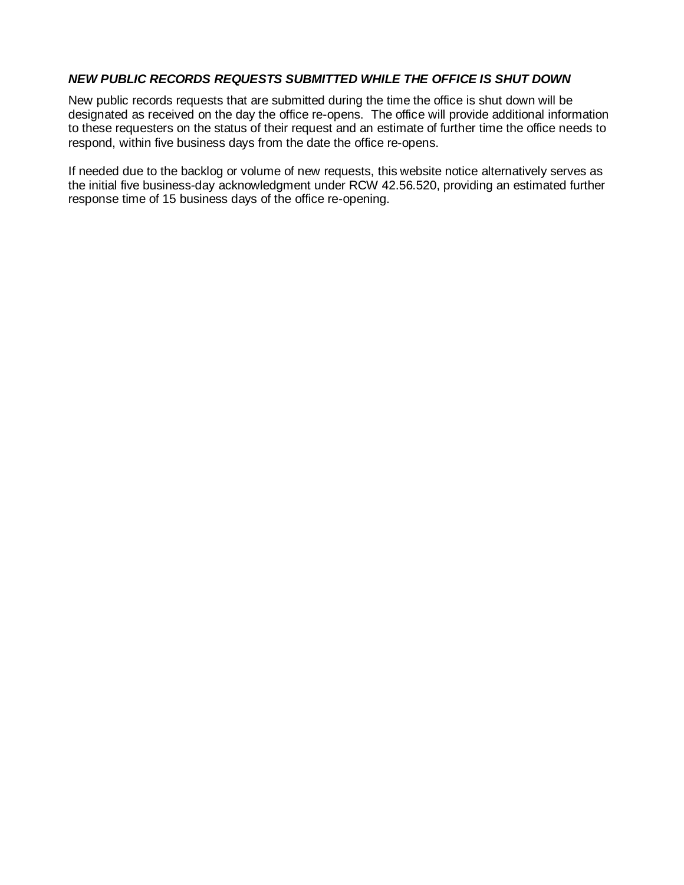***NEW PUBLIC RECORDS REQUESTS SUBMITTED WHILE THE OFFICE IS SHUT DOWN***

New public records requests that are submitted during the time the office is shut down will be designated as received on the day the office re-opens. The office will provide additional information to these requesters on the status of their request and an estimate of further time the office needs to respond, within five business days from the date the office re-opens.

If needed due to the backlog or volume of new requests, this website notice alternatively serves as the initial five business-day acknowledgment under RCW 42.56.520, providing an estimated further response time of 15 business days of the office re-opening.